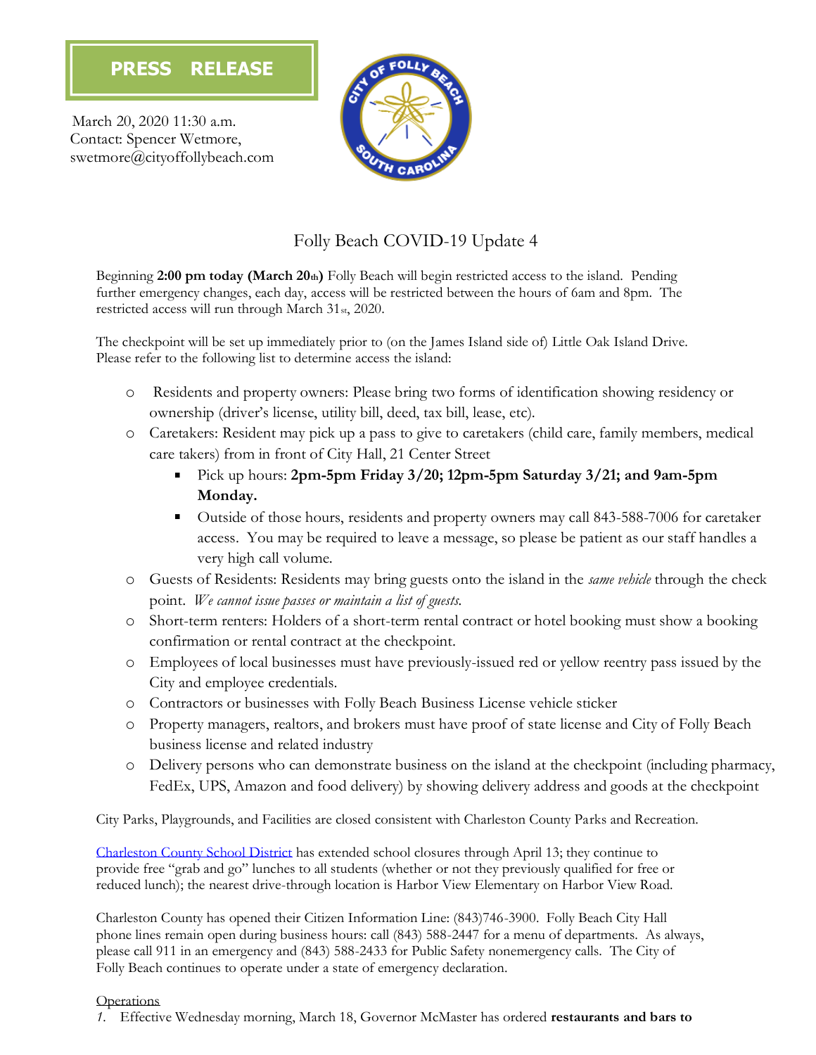**PRESS RELEASE**

March 20, 2020 11:30 a.m.
Contact: Spencer Wetmore,
swetmore@cityoffollybeach.com

# Folly Beach COVID-19 Update 4

Beginning **2:00 pm today (March 20th)** Folly Beach will begin restricted access to the island. Pending further emergency changes, each day, access will be restricted between the hours of 6am and 8pm. The restricted access will run through March 31st, 2020.

The checkpoint will be set up immediately prior to (on the James Island side of) Little Oak Island Drive. Please refer to the following list to determine access the island:

- Residents and property owners: Please bring two forms of identification showing residency or ownership (driver's license, utility bill, deed, tax bill, lease, etc).
- Caretakers: Resident may pick up a pass to give to caretakers (child care, family members, medical care takers) from in front of City Hall, 21 Center Street
  - Pick up hours: **2pm-5pm Friday 3/20; 12pm-5pm Saturday 3/21; and 9am-5pm Monday.**
  - Outside of those hours, residents and property owners may call 843-588-7006 for caretaker access. You may be required to leave a message, so please be patient as our staff handles a very high call volume.
- Guests of Residents: Residents may bring guests onto the island in the *same vehicle* through the check point. *We cannot issue passes or maintain a list of guests.*
- Short-term renters: Holders of a short-term rental contract or hotel booking must show a booking confirmation or rental contract at the checkpoint.
- Employees of local businesses must have previously-issued red or yellow reentry pass issued by the City and employee credentials.
- Contractors or businesses with Folly Beach Business License vehicle sticker
- Property managers, realtors, and brokers must have proof of state license and City of Folly Beach business license and related industry
- Delivery persons who can demonstrate business on the island at the checkpoint (including pharmacy, FedEx, UPS, Amazon and food delivery) by showing delivery address and goods at the checkpoint

City Parks, Playgrounds, and Facilities are closed consistent with Charleston County Parks and Recreation.

Charleston County School District has extended school closures through April 13; they continue to provide free "grab and go" lunches to all students (whether or not they previously qualified for free or reduced lunch); the nearest drive-through location is Harbor View Elementary on Harbor View Road.

Charleston County has opened their Citizen Information Line: (843)746-3900. Folly Beach City Hall phone lines remain open during business hours: call (843) 588-2447 for a menu of departments. As always, please call 911 in an emergency and (843) 588-2433 for Public Safety nonemergency calls. The City of Folly Beach continues to operate under a state of emergency declaration.

Operations

1. Effective Wednesday morning, March 18, Governor McMaster has ordered **restaurants and bars to**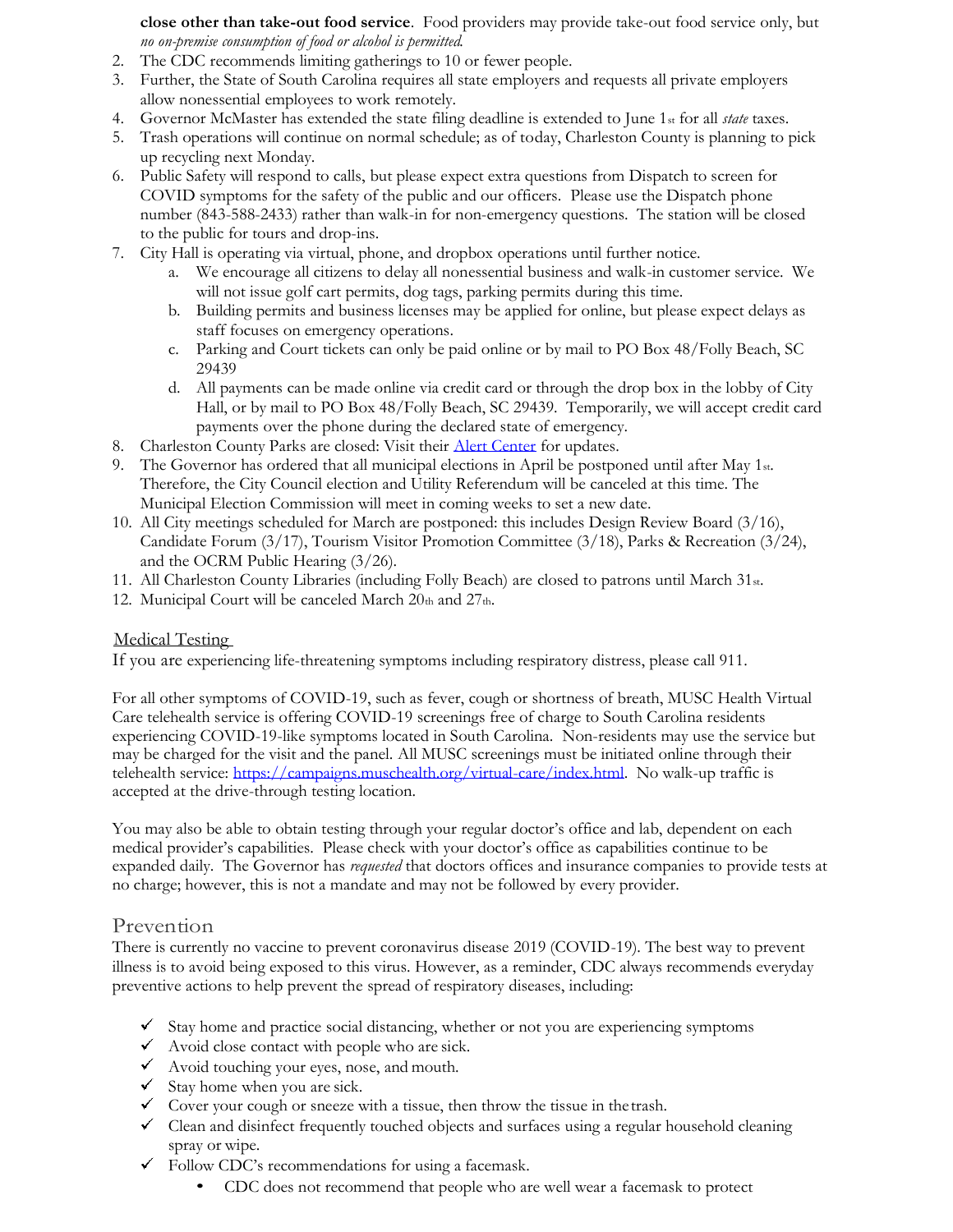**close other than take-out food service**. Food providers may provide take-out food service only, but *no on-premise consumption of food or alcohol is permitted.*

2. The CDC recommends limiting gatherings to 10 or fewer people.
3. Further, the State of South Carolina requires all state employers and requests all private employers allow nonessential employees to work remotely.
4. Governor McMaster has extended the state filing deadline is extended to June 1st for all *state* taxes.
5. Trash operations will continue on normal schedule; as of today, Charleston County is planning to pick up recycling next Monday.
6. Public Safety will respond to calls, but please expect extra questions from Dispatch to screen for COVID symptoms for the safety of the public and our officers. Please use the Dispatch phone number (843-588-2433) rather than walk-in for non-emergency questions. The station will be closed to the public for tours and drop-ins.
7. City Hall is operating via virtual, phone, and dropbox operations until further notice.
   a. We encourage all citizens to delay all nonessential business and walk-in customer service. We will not issue golf cart permits, dog tags, parking permits during this time.
   b. Building permits and business licenses may be applied for online, but please expect delays as staff focuses on emergency operations.
   c. Parking and Court tickets can only be paid online or by mail to PO Box 48/Folly Beach, SC 29439
   d. All payments can be made online via credit card or through the drop box in the lobby of City Hall, or by mail to PO Box 48/Folly Beach, SC 29439. Temporarily, we will accept credit card payments over the phone during the declared state of emergency.
8. Charleston County Parks are closed: Visit their Alert Center for updates.
9. The Governor has ordered that all municipal elections in April be postponed until after May 1st. Therefore, the City Council election and Utility Referendum will be canceled at this time. The Municipal Election Commission will meet in coming weeks to set a new date.
10. All City meetings scheduled for March are postponed: this includes Design Review Board (3/16), Candidate Forum (3/17), Tourism Visitor Promotion Committee (3/18), Parks & Recreation (3/24), and the OCRM Public Hearing (3/26).
11. All Charleston County Libraries (including Folly Beach) are closed to patrons until March 31st.
12. Municipal Court will be canceled March 20th and 27th.

Medical Testing

If you are experiencing life-threatening symptoms including respiratory distress, please call 911.

For all other symptoms of COVID-19, such as fever, cough or shortness of breath, MUSC Health Virtual Care telehealth service is offering COVID-19 screenings free of charge to South Carolina residents experiencing COVID-19-like symptoms located in South Carolina. Non-residents may use the service but may be charged for the visit and the panel. All MUSC screenings must be initiated online through their telehealth service: https://campaigns.muschealth.org/virtual-care/index.html. No walk-up traffic is accepted at the drive-through testing location.

You may also be able to obtain testing through your regular doctor's office and lab, dependent on each medical provider's capabilities. Please check with your doctor's office as capabilities continue to be expanded daily. The Governor has *requested* that doctors offices and insurance companies to provide tests at no charge; however, this is not a mandate and may not be followed by every provider.

## Prevention

There is currently no vaccine to prevent coronavirus disease 2019 (COVID-19). The best way to prevent illness is to avoid being exposed to this virus. However, as a reminder, CDC always recommends everyday preventive actions to help prevent the spread of respiratory diseases, including:

- ✓ Stay home and practice social distancing, whether or not you are experiencing symptoms
- ✓ Avoid close contact with people who are sick.
- ✓ Avoid touching your eyes, nose, and mouth.
- ✓ Stay home when you are sick.
- ✓ Cover your cough or sneeze with a tissue, then throw the tissue in the trash.
- ✓ Clean and disinfect frequently touched objects and surfaces using a regular household cleaning spray or wipe.
- ✓ Follow CDC's recommendations for using a facemask.
  - CDC does not recommend that people who are well wear a facemask to protect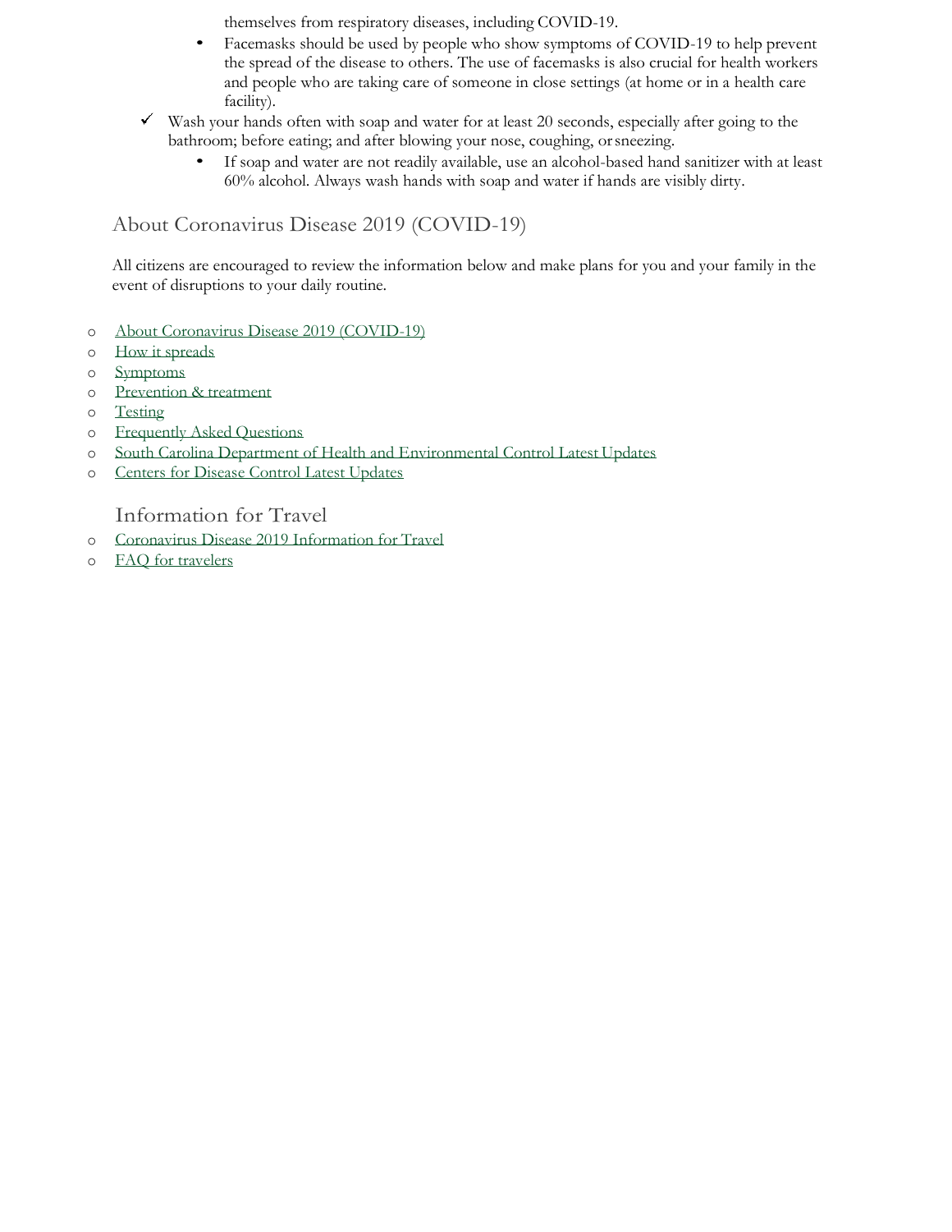themselves from respiratory diseases, including COVID-19.

  - Facemasks should be used by people who show symptoms of COVID-19 to help prevent the spread of the disease to others. The use of facemasks is also crucial for health workers and people who are taking care of someone in close settings (at home or in a health care facility).

- ✓ Wash your hands often with soap and water for at least 20 seconds, especially after going to the bathroom; before eating; and after blowing your nose, coughing, or sneezing.
  - If soap and water are not readily available, use an alcohol-based hand sanitizer with at least 60% alcohol. Always wash hands with soap and water if hands are visibly dirty.

## About Coronavirus Disease 2019 (COVID-19)

All citizens are encouraged to review the information below and make plans for you and your family in the event of disruptions to your daily routine.

- About Coronavirus Disease 2019 (COVID-19)
- How it spreads
- Symptoms
- Prevention & treatment
- Testing
- Frequently Asked Questions
- South Carolina Department of Health and Environmental Control Latest Updates
- Centers for Disease Control Latest Updates

## Information for Travel

- Coronavirus Disease 2019 Information for Travel
- FAQ for travelers